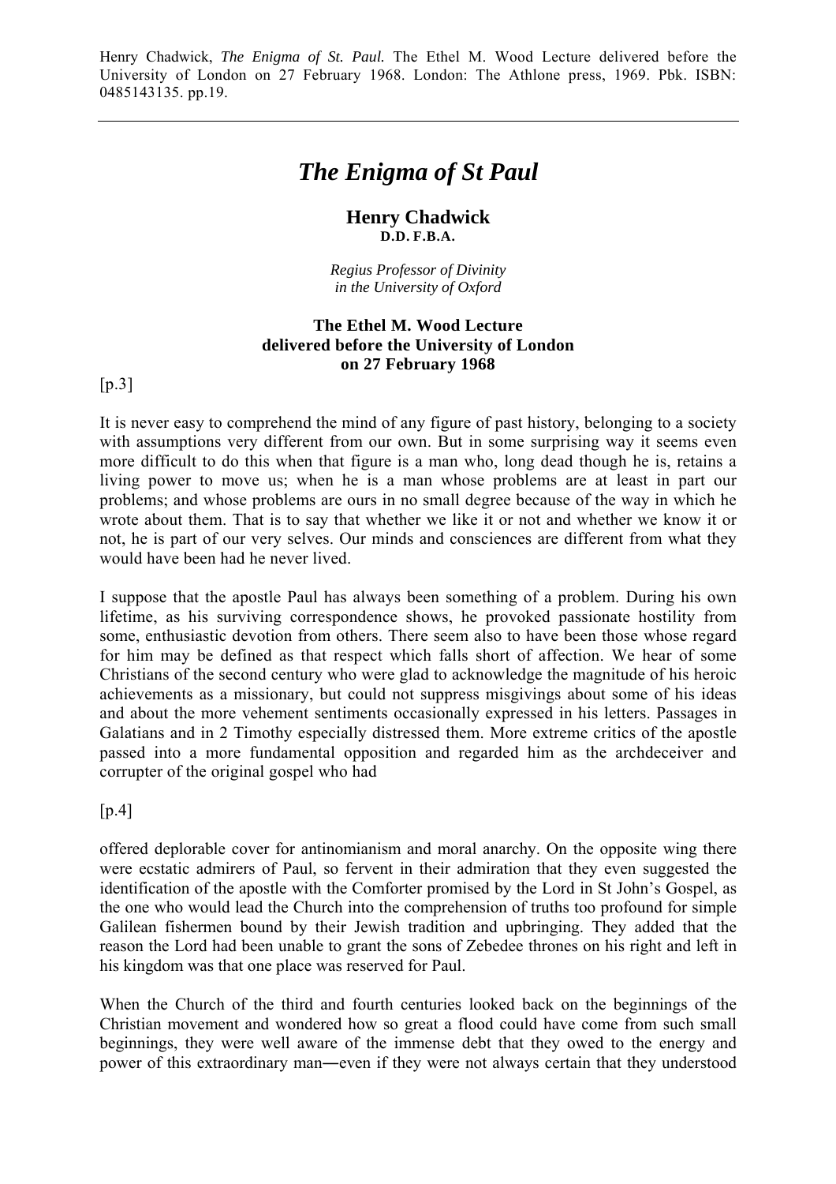Henry Chadwick, *The Enigma of St. Paul.* The Ethel M. Wood Lecture delivered before the University of London on 27 February 1968. London: The Athlone press, 1969. Pbk. ISBN: 0485143135. pp.19.

---

# *The Enigma of St Paul*

## Henry Chadwick
**D.D. F.B.A.**

*Regius Professor of Divinity*
*in the University of Oxford*

**The Ethel M. Wood Lecture**
**delivered before the University of London**
**on 27 February 1968**

[p.3]

It is never easy to comprehend the mind of any figure of past history, belonging to a society with assumptions very different from our own. But in some surprising way it seems even more difficult to do this when that figure is a man who, long dead though he is, retains a living power to move us; when he is a man whose problems are at least in part our problems; and whose problems are ours in no small degree because of the way in which he wrote about them. That is to say that whether we like it or not and whether we know it or not, he is part of our very selves. Our minds and consciences are different from what they would have been had he never lived.

I suppose that the apostle Paul has always been something of a problem. During his own lifetime, as his surviving correspondence shows, he provoked passionate hostility from some, enthusiastic devotion from others. There seem also to have been those whose regard for him may be defined as that respect which falls short of affection. We hear of some Christians of the second century who were glad to acknowledge the magnitude of his heroic achievements as a missionary, but could not suppress misgivings about some of his ideas and about the more vehement sentiments occasionally expressed in his letters. Passages in Galatians and in 2 Timothy especially distressed them. More extreme critics of the apostle passed into a more fundamental opposition and regarded him as the archdeceiver and corrupter of the original gospel who had

[p.4]

offered deplorable cover for antinomianism and moral anarchy. On the opposite wing there were ecstatic admirers of Paul, so fervent in their admiration that they even suggested the identification of the apostle with the Comforter promised by the Lord in St John's Gospel, as the one who would lead the Church into the comprehension of truths too profound for simple Galilean fishermen bound by their Jewish tradition and upbringing. They added that the reason the Lord had been unable to grant the sons of Zebedee thrones on his right and left in his kingdom was that one place was reserved for Paul.

When the Church of the third and fourth centuries looked back on the beginnings of the Christian movement and wondered how so great a flood could have come from such small beginnings, they were well aware of the immense debt that they owed to the energy and power of this extraordinary man―even if they were not always certain that they understood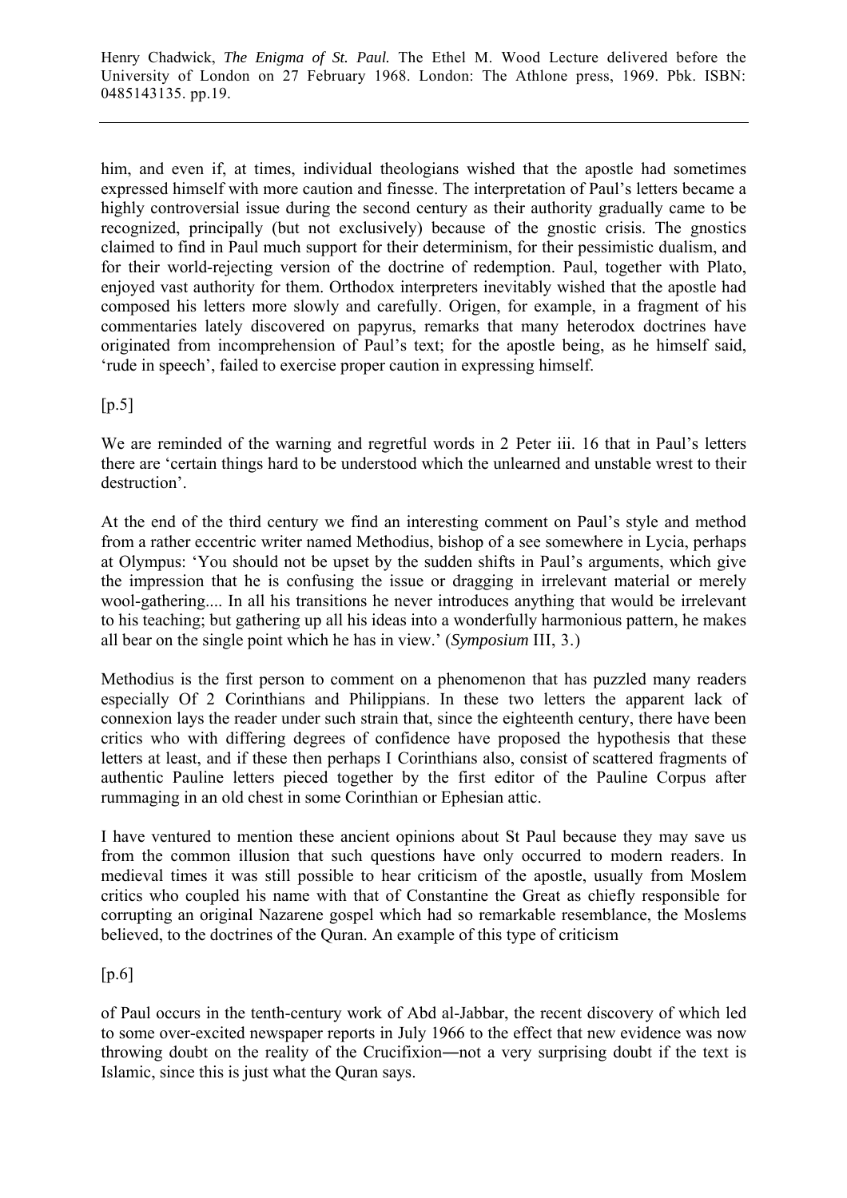him, and even if, at times, individual theologians wished that the apostle had sometimes expressed himself with more caution and finesse. The interpretation of Paul's letters became a highly controversial issue during the second century as their authority gradually came to be recognized, principally (but not exclusively) because of the gnostic crisis. The gnostics claimed to find in Paul much support for their determinism, for their pessimistic dualism, and for their world-rejecting version of the doctrine of redemption. Paul, together with Plato, enjoyed vast authority for them. Orthodox interpreters inevitably wished that the apostle had composed his letters more slowly and carefully. Origen, for example, in a fragment of his commentaries lately discovered on papyrus, remarks that many heterodox doctrines have originated from incomprehension of Paul's text; for the apostle being, as he himself said, 'rude in speech', failed to exercise proper caution in expressing himself.

[p.5]

We are reminded of the warning and regretful words in 2 Peter iii. 16 that in Paul's letters there are 'certain things hard to be understood which the unlearned and unstable wrest to their destruction'.

At the end of the third century we find an interesting comment on Paul's style and method from a rather eccentric writer named Methodius, bishop of a see somewhere in Lycia, perhaps at Olympus: 'You should not be upset by the sudden shifts in Paul's arguments, which give the impression that he is confusing the issue or dragging in irrelevant material or merely wool-gathering.... In all his transitions he never introduces anything that would be irrelevant to his teaching; but gathering up all his ideas into a wonderfully harmonious pattern, he makes all bear on the single point which he has in view.' (*Symposium* III, 3.)

Methodius is the first person to comment on a phenomenon that has puzzled many readers especially Of 2 Corinthians and Philippians. In these two letters the apparent lack of connexion lays the reader under such strain that, since the eighteenth century, there have been critics who with differing degrees of confidence have proposed the hypothesis that these letters at least, and if these then perhaps I Corinthians also, consist of scattered fragments of authentic Pauline letters pieced together by the first editor of the Pauline Corpus after rummaging in an old chest in some Corinthian or Ephesian attic.

I have ventured to mention these ancient opinions about St Paul because they may save us from the common illusion that such questions have only occurred to modern readers. In medieval times it was still possible to hear criticism of the apostle, usually from Moslem critics who coupled his name with that of Constantine the Great as chiefly responsible for corrupting an original Nazarene gospel which had so remarkable resemblance, the Moslems believed, to the doctrines of the Quran. An example of this type of criticism

[p.6]

of Paul occurs in the tenth-century work of Abd al-Jabbar, the recent discovery of which led to some over-excited newspaper reports in July 1966 to the effect that new evidence was now throwing doubt on the reality of the Crucifixion—not a very surprising doubt if the text is Islamic, since this is just what the Quran says.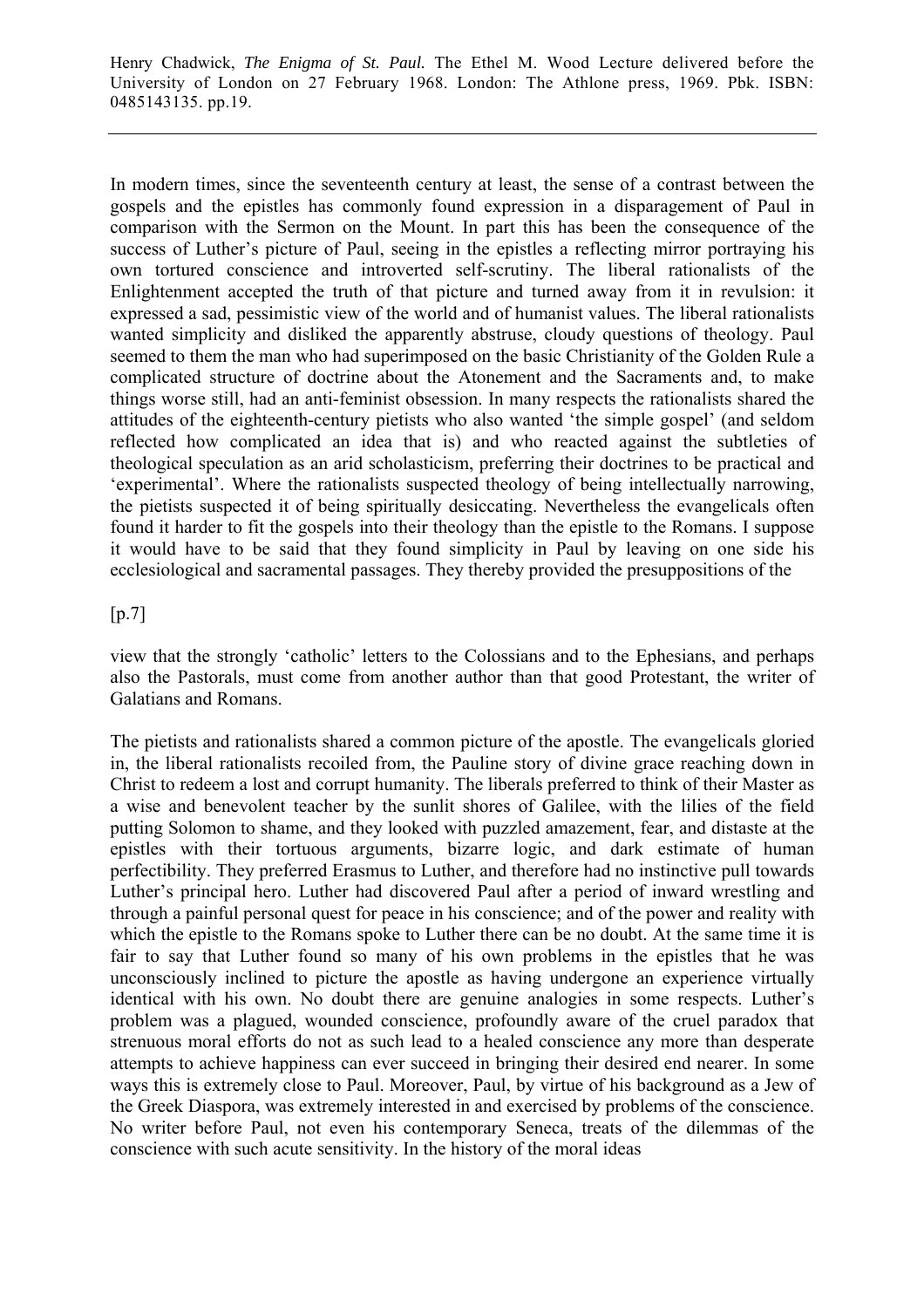In modern times, since the seventeenth century at least, the sense of a contrast between the gospels and the epistles has commonly found expression in a disparagement of Paul in comparison with the Sermon on the Mount. In part this has been the consequence of the success of Luther's picture of Paul, seeing in the epistles a reflecting mirror portraying his own tortured conscience and introverted self-scrutiny. The liberal rationalists of the Enlightenment accepted the truth of that picture and turned away from it in revulsion: it expressed a sad, pessimistic view of the world and of humanist values. The liberal rationalists wanted simplicity and disliked the apparently abstruse, cloudy questions of theology. Paul seemed to them the man who had superimposed on the basic Christianity of the Golden Rule a complicated structure of doctrine about the Atonement and the Sacraments and, to make things worse still, had an anti-feminist obsession. In many respects the rationalists shared the attitudes of the eighteenth-century pietists who also wanted 'the simple gospel' (and seldom reflected how complicated an idea that is) and who reacted against the subtleties of theological speculation as an arid scholasticism, preferring their doctrines to be practical and 'experimental'. Where the rationalists suspected theology of being intellectually narrowing, the pietists suspected it of being spiritually desiccating. Nevertheless the evangelicals often found it harder to fit the gospels into their theology than the epistle to the Romans. I suppose it would have to be said that they found simplicity in Paul by leaving on one side his ecclesiological and sacramental passages. They thereby provided the presuppositions of the

[p.7]

view that the strongly 'catholic' letters to the Colossians and to the Ephesians, and perhaps also the Pastorals, must come from another author than that good Protestant, the writer of Galatians and Romans.

The pietists and rationalists shared a common picture of the apostle. The evangelicals gloried in, the liberal rationalists recoiled from, the Pauline story of divine grace reaching down in Christ to redeem a lost and corrupt humanity. The liberals preferred to think of their Master as a wise and benevolent teacher by the sunlit shores of Galilee, with the lilies of the field putting Solomon to shame, and they looked with puzzled amazement, fear, and distaste at the epistles with their tortuous arguments, bizarre logic, and dark estimate of human perfectibility. They preferred Erasmus to Luther, and therefore had no instinctive pull towards Luther's principal hero. Luther had discovered Paul after a period of inward wrestling and through a painful personal quest for peace in his conscience; and of the power and reality with which the epistle to the Romans spoke to Luther there can be no doubt. At the same time it is fair to say that Luther found so many of his own problems in the epistles that he was unconsciously inclined to picture the apostle as having undergone an experience virtually identical with his own. No doubt there are genuine analogies in some respects. Luther's problem was a plagued, wounded conscience, profoundly aware of the cruel paradox that strenuous moral efforts do not as such lead to a healed conscience any more than desperate attempts to achieve happiness can ever succeed in bringing their desired end nearer. In some ways this is extremely close to Paul. Moreover, Paul, by virtue of his background as a Jew of the Greek Diaspora, was extremely interested in and exercised by problems of the conscience. No writer before Paul, not even his contemporary Seneca, treats of the dilemmas of the conscience with such acute sensitivity. In the history of the moral ideas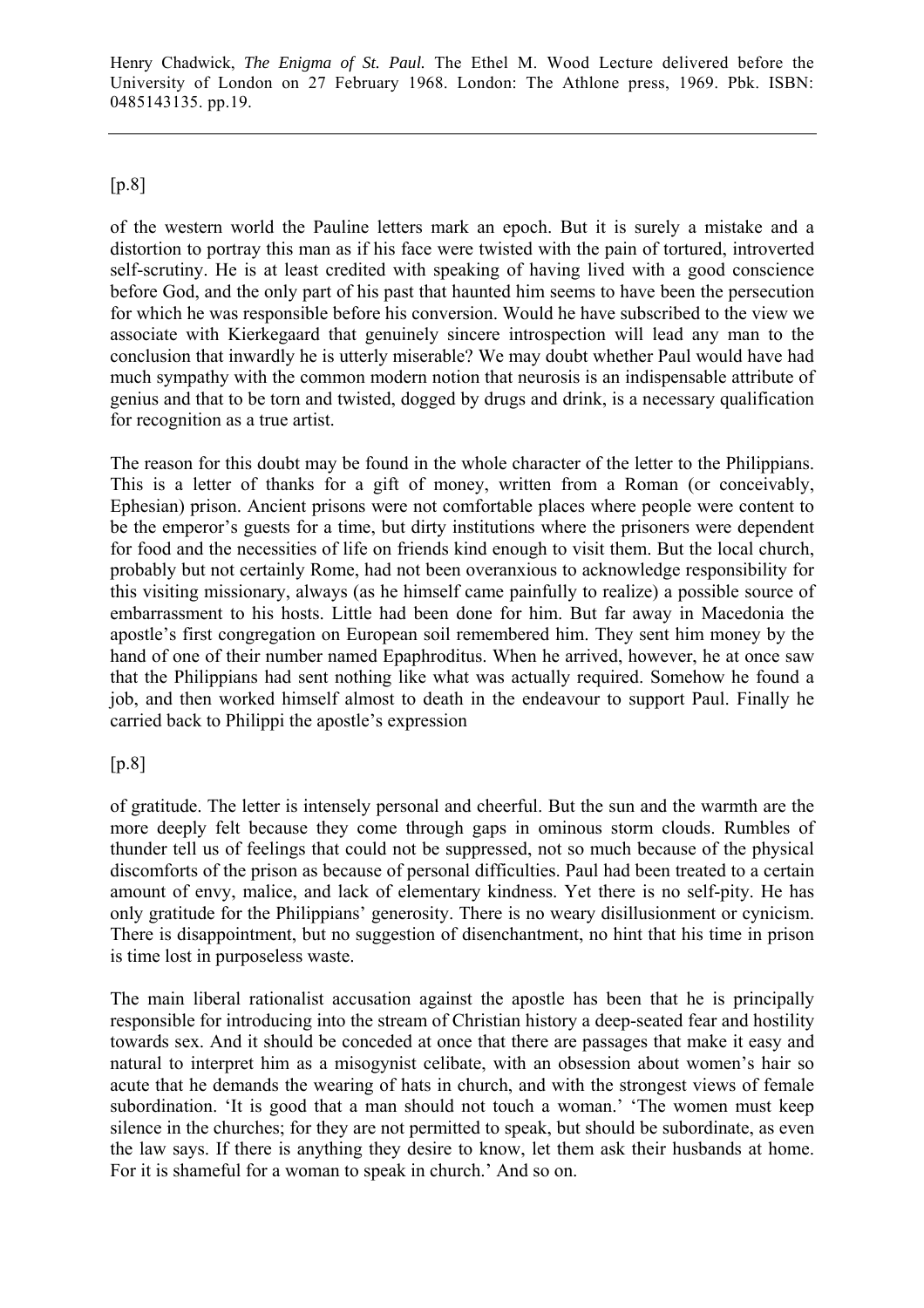[p.8]

of the western world the Pauline letters mark an epoch. But it is surely a mistake and a distortion to portray this man as if his face were twisted with the pain of tortured, introverted self-scrutiny. He is at least credited with speaking of having lived with a good conscience before God, and the only part of his past that haunted him seems to have been the persecution for which he was responsible before his conversion. Would he have subscribed to the view we associate with Kierkegaard that genuinely sincere introspection will lead any man to the conclusion that inwardly he is utterly miserable? We may doubt whether Paul would have had much sympathy with the common modern notion that neurosis is an indispensable attribute of genius and that to be torn and twisted, dogged by drugs and drink, is a necessary qualification for recognition as a true artist.

The reason for this doubt may be found in the whole character of the letter to the Philippians. This is a letter of thanks for a gift of money, written from a Roman (or conceivably, Ephesian) prison. Ancient prisons were not comfortable places where people were content to be the emperor's guests for a time, but dirty institutions where the prisoners were dependent for food and the necessities of life on friends kind enough to visit them. But the local church, probably but not certainly Rome, had not been overanxious to acknowledge responsibility for this visiting missionary, always (as he himself came painfully to realize) a possible source of embarrassment to his hosts. Little had been done for him. But far away in Macedonia the apostle's first congregation on European soil remembered him. They sent him money by the hand of one of their number named Epaphroditus. When he arrived, however, he at once saw that the Philippians had sent nothing like what was actually required. Somehow he found a job, and then worked himself almost to death in the endeavour to support Paul. Finally he carried back to Philippi the apostle's expression

[p.8]

of gratitude. The letter is intensely personal and cheerful. But the sun and the warmth are the more deeply felt because they come through gaps in ominous storm clouds. Rumbles of thunder tell us of feelings that could not be suppressed, not so much because of the physical discomforts of the prison as because of personal difficulties. Paul had been treated to a certain amount of envy, malice, and lack of elementary kindness. Yet there is no self-pity. He has only gratitude for the Philippians' generosity. There is no weary disillusionment or cynicism. There is disappointment, but no suggestion of disenchantment, no hint that his time in prison is time lost in purposeless waste.

The main liberal rationalist accusation against the apostle has been that he is principally responsible for introducing into the stream of Christian history a deep-seated fear and hostility towards sex. And it should be conceded at once that there are passages that make it easy and natural to interpret him as a misogynist celibate, with an obsession about women's hair so acute that he demands the wearing of hats in church, and with the strongest views of female subordination. 'It is good that a man should not touch a woman.' 'The women must keep silence in the churches; for they are not permitted to speak, but should be subordinate, as even the law says. If there is anything they desire to know, let them ask their husbands at home. For it is shameful for a woman to speak in church.' And so on.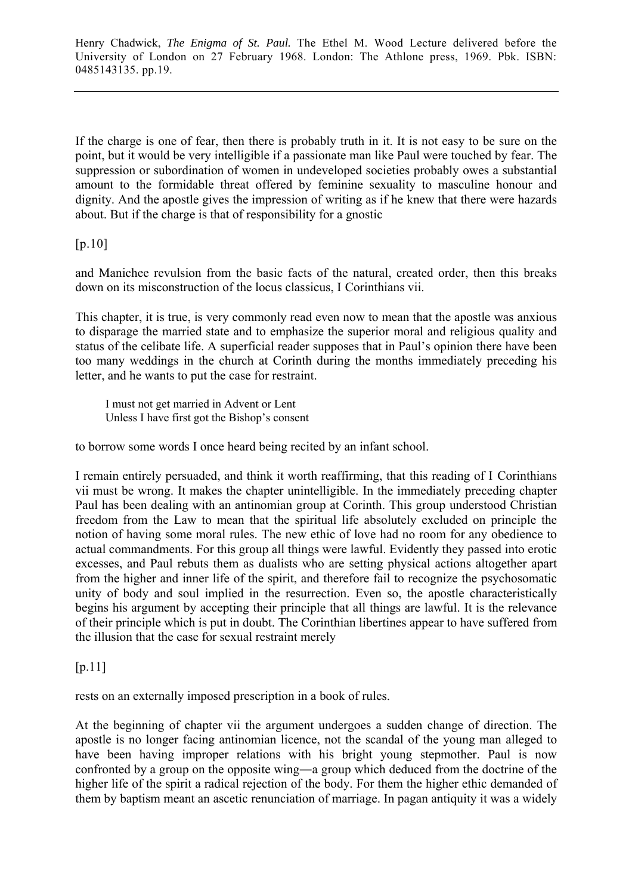If the charge is one of fear, then there is probably truth in it. It is not easy to be sure on the point, but it would be very intelligible if a passionate man like Paul were touched by fear. The suppression or subordination of women in undeveloped societies probably owes a substantial amount to the formidable threat offered by feminine sexuality to masculine honour and dignity. And the apostle gives the impression of writing as if he knew that there were hazards about. But if the charge is that of responsibility for a gnostic

[p.10]

and Manichee revulsion from the basic facts of the natural, created order, then this breaks down on its misconstruction of the locus classicus, I Corinthians vii.

This chapter, it is true, is very commonly read even now to mean that the apostle was anxious to disparage the married state and to emphasize the superior moral and religious quality and status of the celibate life. A superficial reader supposes that in Paul's opinion there have been too many weddings in the church at Corinth during the months immediately preceding his letter, and he wants to put the case for restraint.

> I must not get married in Advent or Lent
> Unless I have first got the Bishop's consent

to borrow some words I once heard being recited by an infant school.

I remain entirely persuaded, and think it worth reaffirming, that this reading of I Corinthians vii must be wrong. It makes the chapter unintelligible. In the immediately preceding chapter Paul has been dealing with an antinomian group at Corinth. This group understood Christian freedom from the Law to mean that the spiritual life absolutely excluded on principle the notion of having some moral rules. The new ethic of love had no room for any obedience to actual commandments. For this group all things were lawful. Evidently they passed into erotic excesses, and Paul rebuts them as dualists who are setting physical actions altogether apart from the higher and inner life of the spirit, and therefore fail to recognize the psychosomatic unity of body and soul implied in the resurrection. Even so, the apostle characteristically begins his argument by accepting their principle that all things are lawful. It is the relevance of their principle which is put in doubt. The Corinthian libertines appear to have suffered from the illusion that the case for sexual restraint merely

[p.11]

rests on an externally imposed prescription in a book of rules.

At the beginning of chapter vii the argument undergoes a sudden change of direction. The apostle is no longer facing antinomian licence, not the scandal of the young man alleged to have been having improper relations with his bright young stepmother. Paul is now confronted by a group on the opposite wing―a group which deduced from the doctrine of the higher life of the spirit a radical rejection of the body. For them the higher ethic demanded of them by baptism meant an ascetic renunciation of marriage. In pagan antiquity it was a widely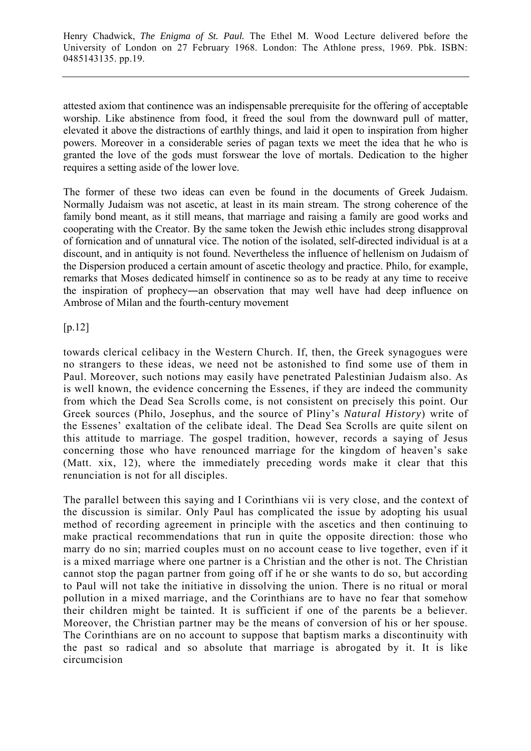attested axiom that continence was an indispensable prerequisite for the offering of acceptable worship. Like abstinence from food, it freed the soul from the downward pull of matter, elevated it above the distractions of earthly things, and laid it open to inspiration from higher powers. Moreover in a considerable series of pagan texts we meet the idea that he who is granted the love of the gods must forswear the love of mortals. Dedication to the higher requires a setting aside of the lower love.

The former of these two ideas can even be found in the documents of Greek Judaism. Normally Judaism was not ascetic, at least in its main stream. The strong coherence of the family bond meant, as it still means, that marriage and raising a family are good works and cooperating with the Creator. By the same token the Jewish ethic includes strong disapproval of fornication and of unnatural vice. The notion of the isolated, self-directed individual is at a discount, and in antiquity is not found. Nevertheless the influence of hellenism on Judaism of the Dispersion produced a certain amount of ascetic theology and practice. Philo, for example, remarks that Moses dedicated himself in continence so as to be ready at any time to receive the inspiration of prophecy—an observation that may well have had deep influence on Ambrose of Milan and the fourth-century movement

[p.12]

towards clerical celibacy in the Western Church. If, then, the Greek synagogues were no strangers to these ideas, we need not be astonished to find some use of them in Paul. Moreover, such notions may easily have penetrated Palestinian Judaism also. As is well known, the evidence concerning the Essenes, if they are indeed the community from which the Dead Sea Scrolls come, is not consistent on precisely this point. Our Greek sources (Philo, Josephus, and the source of Pliny's *Natural History*) write of the Essenes' exaltation of the celibate ideal. The Dead Sea Scrolls are quite silent on this attitude to marriage. The gospel tradition, however, records a saying of Jesus concerning those who have renounced marriage for the kingdom of heaven's sake (Matt. xix, 12), where the immediately preceding words make it clear that this renunciation is not for all disciples.

The parallel between this saying and I Corinthians vii is very close, and the context of the discussion is similar. Only Paul has complicated the issue by adopting his usual method of recording agreement in principle with the ascetics and then continuing to make practical recommendations that run in quite the opposite direction: those who marry do no sin; married couples must on no account cease to live together, even if it is a mixed marriage where one partner is a Christian and the other is not. The Christian cannot stop the pagan partner from going off if he or she wants to do so, but according to Paul will not take the initiative in dissolving the union. There is no ritual or moral pollution in a mixed marriage, and the Corinthians are to have no fear that somehow their children might be tainted. It is sufficient if one of the parents be a believer. Moreover, the Christian partner may be the means of conversion of his or her spouse. The Corinthians are on no account to suppose that baptism marks a discontinuity with the past so radical and so absolute that marriage is abrogated by it. It is like circumcision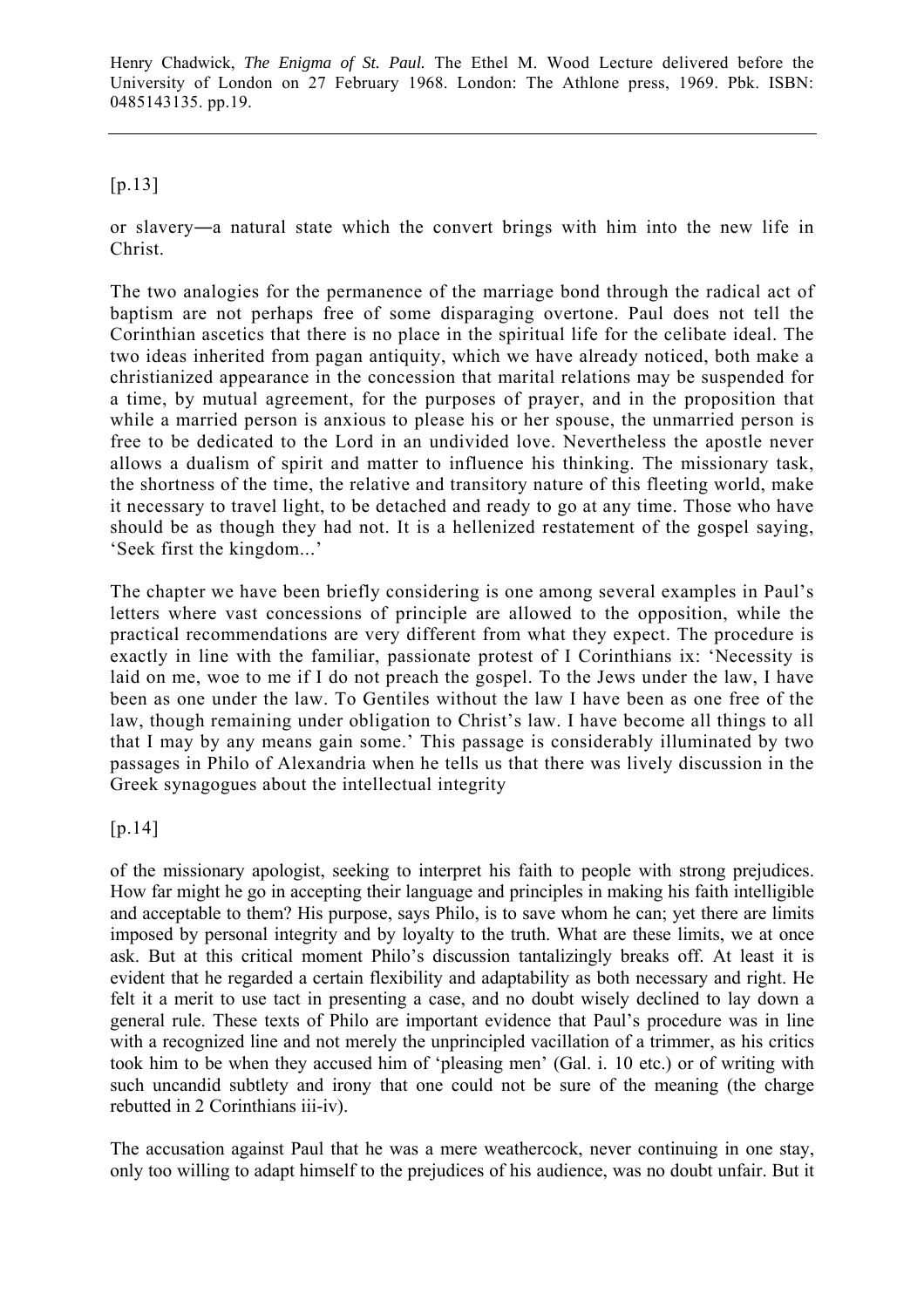[p.13]

or slavery—a natural state which the convert brings with him into the new life in Christ.

The two analogies for the permanence of the marriage bond through the radical act of baptism are not perhaps free of some disparaging overtone. Paul does not tell the Corinthian ascetics that there is no place in the spiritual life for the celibate ideal. The two ideas inherited from pagan antiquity, which we have already noticed, both make a christianized appearance in the concession that marital relations may be suspended for a time, by mutual agreement, for the purposes of prayer, and in the proposition that while a married person is anxious to please his or her spouse, the unmarried person is free to be dedicated to the Lord in an undivided love. Nevertheless the apostle never allows a dualism of spirit and matter to influence his thinking. The missionary task, the shortness of the time, the relative and transitory nature of this fleeting world, make it necessary to travel light, to be detached and ready to go at any time. Those who have should be as though they had not. It is a hellenized restatement of the gospel saying, 'Seek first the kingdom...'

The chapter we have been briefly considering is one among several examples in Paul's letters where vast concessions of principle are allowed to the opposition, while the practical recommendations are very different from what they expect. The procedure is exactly in line with the familiar, passionate protest of I Corinthians ix: 'Necessity is laid on me, woe to me if I do not preach the gospel. To the Jews under the law, I have been as one under the law. To Gentiles without the law I have been as one free of the law, though remaining under obligation to Christ's law. I have become all things to all that I may by any means gain some.' This passage is considerably illuminated by two passages in Philo of Alexandria when he tells us that there was lively discussion in the Greek synagogues about the intellectual integrity

[p.14]

of the missionary apologist, seeking to interpret his faith to people with strong prejudices. How far might he go in accepting their language and principles in making his faith intelligible and acceptable to them? His purpose, says Philo, is to save whom he can; yet there are limits imposed by personal integrity and by loyalty to the truth. What are these limits, we at once ask. But at this critical moment Philo's discussion tantalizingly breaks off. At least it is evident that he regarded a certain flexibility and adaptability as both necessary and right. He felt it a merit to use tact in presenting a case, and no doubt wisely declined to lay down a general rule. These texts of Philo are important evidence that Paul's procedure was in line with a recognized line and not merely the unprincipled vacillation of a trimmer, as his critics took him to be when they accused him of 'pleasing men' (Gal. i. 10 etc.) or of writing with such uncandid subtlety and irony that one could not be sure of the meaning (the charge rebutted in 2 Corinthians iii-iv).

The accusation against Paul that he was a mere weathercock, never continuing in one stay, only too willing to adapt himself to the prejudices of his audience, was no doubt unfair. But it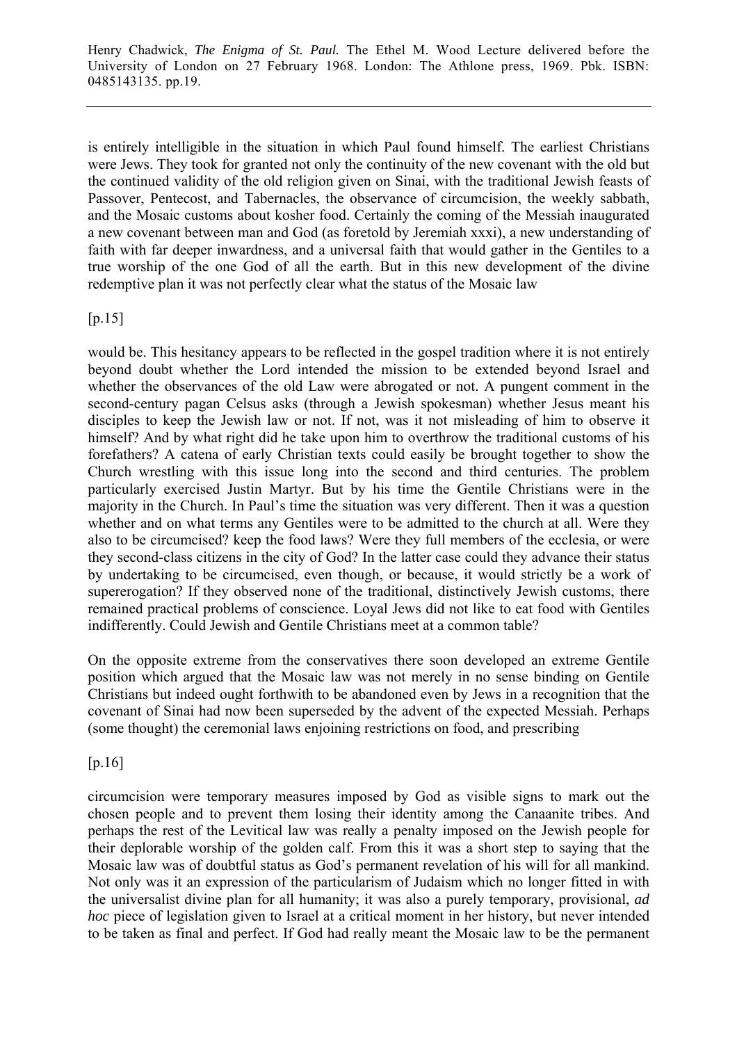is entirely intelligible in the situation in which Paul found himself. The earliest Christians were Jews. They took for granted not only the continuity of the new covenant with the old but the continued validity of the old religion given on Sinai, with the traditional Jewish feasts of Passover, Pentecost, and Tabernacles, the observance of circumcision, the weekly sabbath, and the Mosaic customs about kosher food. Certainly the coming of the Messiah inaugurated a new covenant between man and God (as foretold by Jeremiah xxxi), a new understanding of faith with far deeper inwardness, and a universal faith that would gather in the Gentiles to a true worship of the one God of all the earth. But in this new development of the divine redemptive plan it was not perfectly clear what the status of the Mosaic law

[p.15]

would be. This hesitancy appears to be reflected in the gospel tradition where it is not entirely beyond doubt whether the Lord intended the mission to be extended beyond Israel and whether the observances of the old Law were abrogated or not. A pungent comment in the second-century pagan Celsus asks (through a Jewish spokesman) whether Jesus meant his disciples to keep the Jewish law or not. If not, was it not misleading of him to observe it himself? And by what right did he take upon him to overthrow the traditional customs of his forefathers? A catena of early Christian texts could easily be brought together to show the Church wrestling with this issue long into the second and third centuries. The problem particularly exercised Justin Martyr. But by his time the Gentile Christians were in the majority in the Church. In Paul's time the situation was very different. Then it was a question whether and on what terms any Gentiles were to be admitted to the church at all. Were they also to be circumcised? keep the food laws? Were they full members of the ecclesia, or were they second-class citizens in the city of God? In the latter case could they advance their status by undertaking to be circumcised, even though, or because, it would strictly be a work of supererogation? If they observed none of the traditional, distinctively Jewish customs, there remained practical problems of conscience. Loyal Jews did not like to eat food with Gentiles indifferently. Could Jewish and Gentile Christians meet at a common table?

On the opposite extreme from the conservatives there soon developed an extreme Gentile position which argued that the Mosaic law was not merely in no sense binding on Gentile Christians but indeed ought forthwith to be abandoned even by Jews in a recognition that the covenant of Sinai had now been superseded by the advent of the expected Messiah. Perhaps (some thought) the ceremonial laws enjoining restrictions on food, and prescribing

[p.16]

circumcision were temporary measures imposed by God as visible signs to mark out the chosen people and to prevent them losing their identity among the Canaanite tribes. And perhaps the rest of the Levitical law was really a penalty imposed on the Jewish people for their deplorable worship of the golden calf. From this it was a short step to saying that the Mosaic law was of doubtful status as God's permanent revelation of his will for all mankind. Not only was it an expression of the particularism of Judaism which no longer fitted in with the universalist divine plan for all humanity; it was also a purely temporary, provisional, *ad hoc* piece of legislation given to Israel at a critical moment in her history, but never intended to be taken as final and perfect. If God had really meant the Mosaic law to be the permanent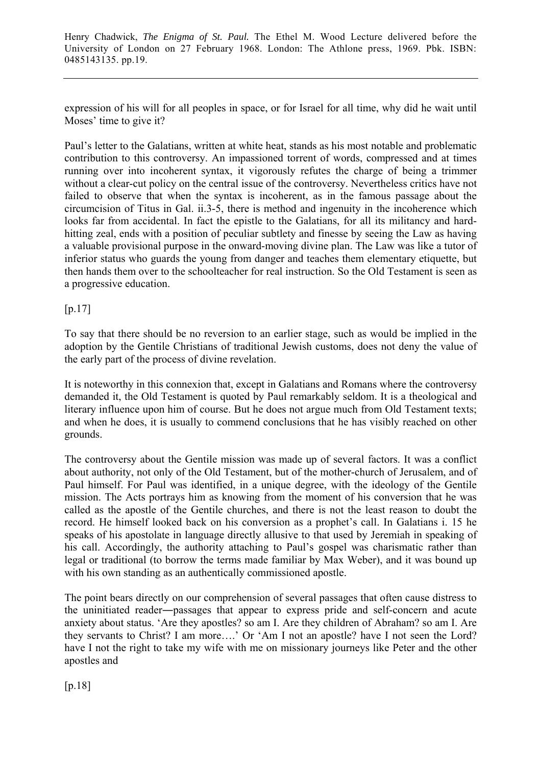expression of his will for all peoples in space, or for Israel for all time, why did he wait until Moses' time to give it?

Paul's letter to the Galatians, written at white heat, stands as his most notable and problematic contribution to this controversy. An impassioned torrent of words, compressed and at times running over into incoherent syntax, it vigorously refutes the charge of being a trimmer without a clear-cut policy on the central issue of the controversy. Nevertheless critics have not failed to observe that when the syntax is incoherent, as in the famous passage about the circumcision of Titus in Gal. ii.3-5, there is method and ingenuity in the incoherence which looks far from accidental. In fact the epistle to the Galatians, for all its militancy and hard-hitting zeal, ends with a position of peculiar subtlety and finesse by seeing the Law as having a valuable provisional purpose in the onward-moving divine plan. The Law was like a tutor of inferior status who guards the young from danger and teaches them elementary etiquette, but then hands them over to the schoolteacher for real instruction. So the Old Testament is seen as a progressive education.

[p.17]

To say that there should be no reversion to an earlier stage, such as would be implied in the adoption by the Gentile Christians of traditional Jewish customs, does not deny the value of the early part of the process of divine revelation.

It is noteworthy in this connexion that, except in Galatians and Romans where the controversy demanded it, the Old Testament is quoted by Paul remarkably seldom. It is a theological and literary influence upon him of course. But he does not argue much from Old Testament texts; and when he does, it is usually to commend conclusions that he has visibly reached on other grounds.

The controversy about the Gentile mission was made up of several factors. It was a conflict about authority, not only of the Old Testament, but of the mother-church of Jerusalem, and of Paul himself. For Paul was identified, in a unique degree, with the ideology of the Gentile mission. The Acts portrays him as knowing from the moment of his conversion that he was called as the apostle of the Gentile churches, and there is not the least reason to doubt the record. He himself looked back on his conversion as a prophet's call. In Galatians i. 15 he speaks of his apostolate in language directly allusive to that used by Jeremiah in speaking of his call. Accordingly, the authority attaching to Paul's gospel was charismatic rather than legal or traditional (to borrow the terms made familiar by Max Weber), and it was bound up with his own standing as an authentically commissioned apostle.

The point bears directly on our comprehension of several passages that often cause distress to the uninitiated reader—passages that appear to express pride and self-concern and acute anxiety about status. 'Are they apostles? so am I. Are they children of Abraham? so am I. Are they servants to Christ? I am more….' Or 'Am I not an apostle? have I not seen the Lord? have I not the right to take my wife with me on missionary journeys like Peter and the other apostles and

[p.18]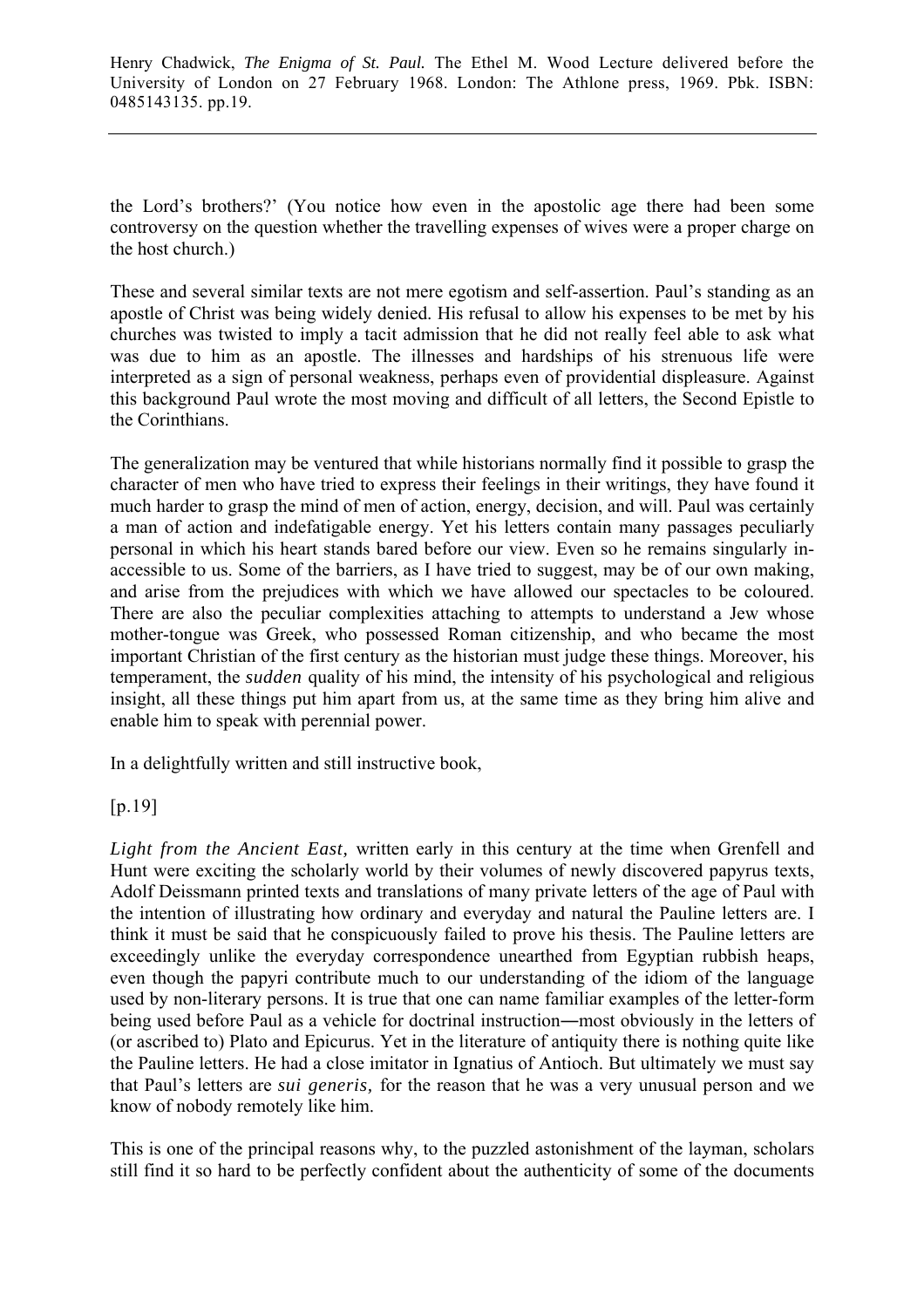the Lord's brothers?' (You notice how even in the apostolic age there had been some controversy on the question whether the travelling expenses of wives were a proper charge on the host church.)

These and several similar texts are not mere egotism and self-assertion. Paul's standing as an apostle of Christ was being widely denied. His refusal to allow his expenses to be met by his churches was twisted to imply a tacit admission that he did not really feel able to ask what was due to him as an apostle. The illnesses and hardships of his strenuous life were interpreted as a sign of personal weakness, perhaps even of providential displeasure. Against this background Paul wrote the most moving and difficult of all letters, the Second Epistle to the Corinthians.

The generalization may be ventured that while historians normally find it possible to grasp the character of men who have tried to express their feelings in their writings, they have found it much harder to grasp the mind of men of action, energy, decision, and will. Paul was certainly a man of action and indefatigable energy. Yet his letters contain many passages peculiarly personal in which his heart stands bared before our view. Even so he remains singularly in-accessible to us. Some of the barriers, as I have tried to suggest, may be of our own making, and arise from the prejudices with which we have allowed our spectacles to be coloured. There are also the peculiar complexities attaching to attempts to understand a Jew whose mother-tongue was Greek, who possessed Roman citizenship, and who became the most important Christian of the first century as the historian must judge these things. Moreover, his temperament, the *sudden* quality of his mind, the intensity of his psychological and religious insight, all these things put him apart from us, at the same time as they bring him alive and enable him to speak with perennial power.

In a delightfully written and still instructive book,

[p.19]

*Light from the Ancient East,* written early in this century at the time when Grenfell and Hunt were exciting the scholarly world by their volumes of newly discovered papyrus texts, Adolf Deissmann printed texts and translations of many private letters of the age of Paul with the intention of illustrating how ordinary and everyday and natural the Pauline letters are. I think it must be said that he conspicuously failed to prove his thesis. The Pauline letters are exceedingly unlike the everyday correspondence unearthed from Egyptian rubbish heaps, even though the papyri contribute much to our understanding of the idiom of the language used by non-literary persons. It is true that one can name familiar examples of the letter-form being used before Paul as a vehicle for doctrinal instruction—most obviously in the letters of (or ascribed to) Plato and Epicurus. Yet in the literature of antiquity there is nothing quite like the Pauline letters. He had a close imitator in Ignatius of Antioch. But ultimately we must say that Paul's letters are *sui generis,* for the reason that he was a very unusual person and we know of nobody remotely like him.

This is one of the principal reasons why, to the puzzled astonishment of the layman, scholars still find it so hard to be perfectly confident about the authenticity of some of the documents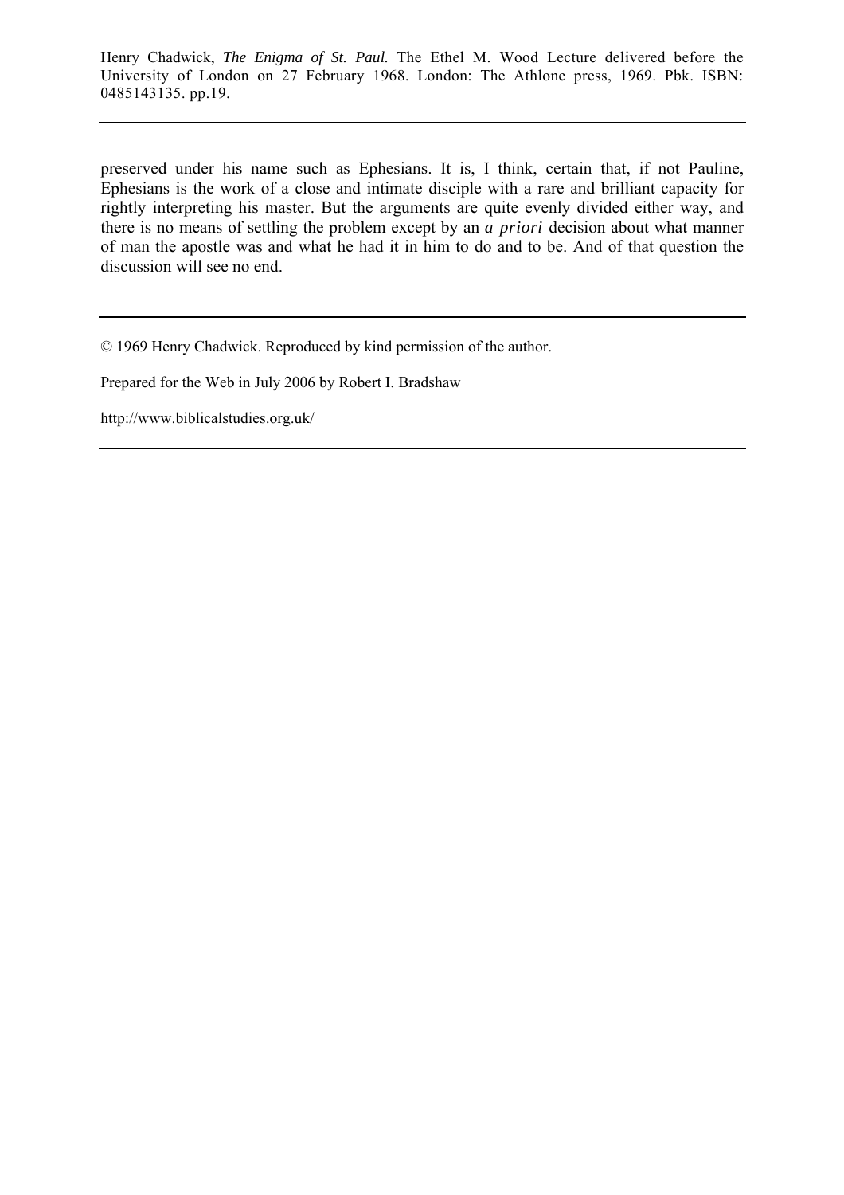preserved under his name such as Ephesians. It is, I think, certain that, if not Pauline, Ephesians is the work of a close and intimate disciple with a rare and brilliant capacity for rightly interpreting his master. But the arguments are quite evenly divided either way, and there is no means of settling the problem except by an *a priori* decision about what manner of man the apostle was and what he had it in him to do and to be. And of that question the discussion will see no end.

---

© 1969 Henry Chadwick. Reproduced by kind permission of the author.

Prepared for the Web in July 2006 by Robert I. Bradshaw

http://www.biblicalstudies.org.uk/

---